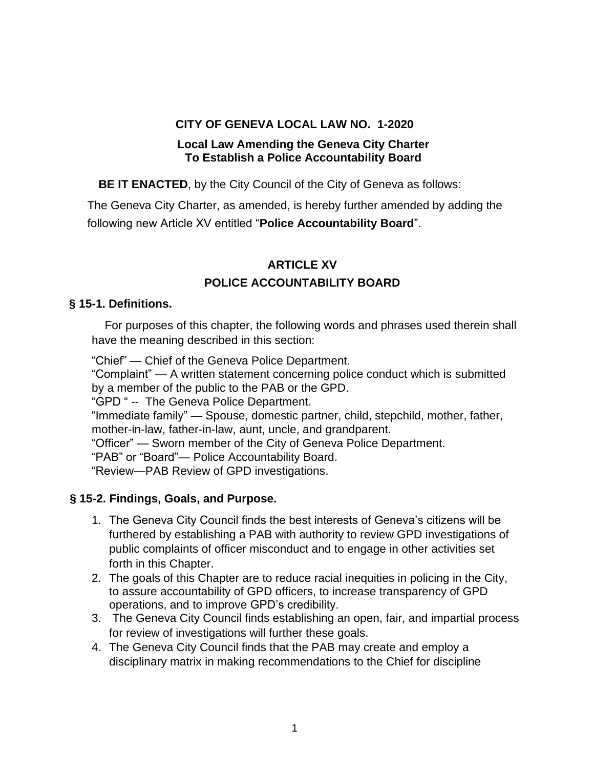**CITY OF GENEVA LOCAL LAW NO. 1-2020**

**Local Law Amending the Geneva City Charter To Establish a Police Accountability Board**

**BE IT ENACTED**, by the City Council of the City of Geneva as follows:

The Geneva City Charter, as amended, is hereby further amended by adding the following new Article XV entitled "**Police Accountability Board**".

# ARTICLE XV

# POLICE ACCOUNTABILITY BOARD

## § 15-1. Definitions.

For purposes of this chapter, the following words and phrases used therein shall have the meaning described in this section:

"Chief" — Chief of the Geneva Police Department.
"Complaint" — A written statement concerning police conduct which is submitted by a member of the public to the PAB or the GPD.
"GPD " -- The Geneva Police Department.
"Immediate family" — Spouse, domestic partner, child, stepchild, mother, father, mother-in-law, father-in-law, aunt, uncle, and grandparent.
"Officer" — Sworn member of the City of Geneva Police Department.
"PAB" or "Board"— Police Accountability Board.
"Review—PAB Review of GPD investigations.

## § 15-2. Findings, Goals, and Purpose.

1. The Geneva City Council finds the best interests of Geneva's citizens will be furthered by establishing a PAB with authority to review GPD investigations of public complaints of officer misconduct and to engage in other activities set forth in this Chapter.
2. The goals of this Chapter are to reduce racial inequities in policing in the City, to assure accountability of GPD officers, to increase transparency of GPD operations, and to improve GPD's credibility.
3. The Geneva City Council finds establishing an open, fair, and impartial process for review of investigations will further these goals.
4. The Geneva City Council finds that the PAB may create and employ a disciplinary matrix in making recommendations to the Chief for discipline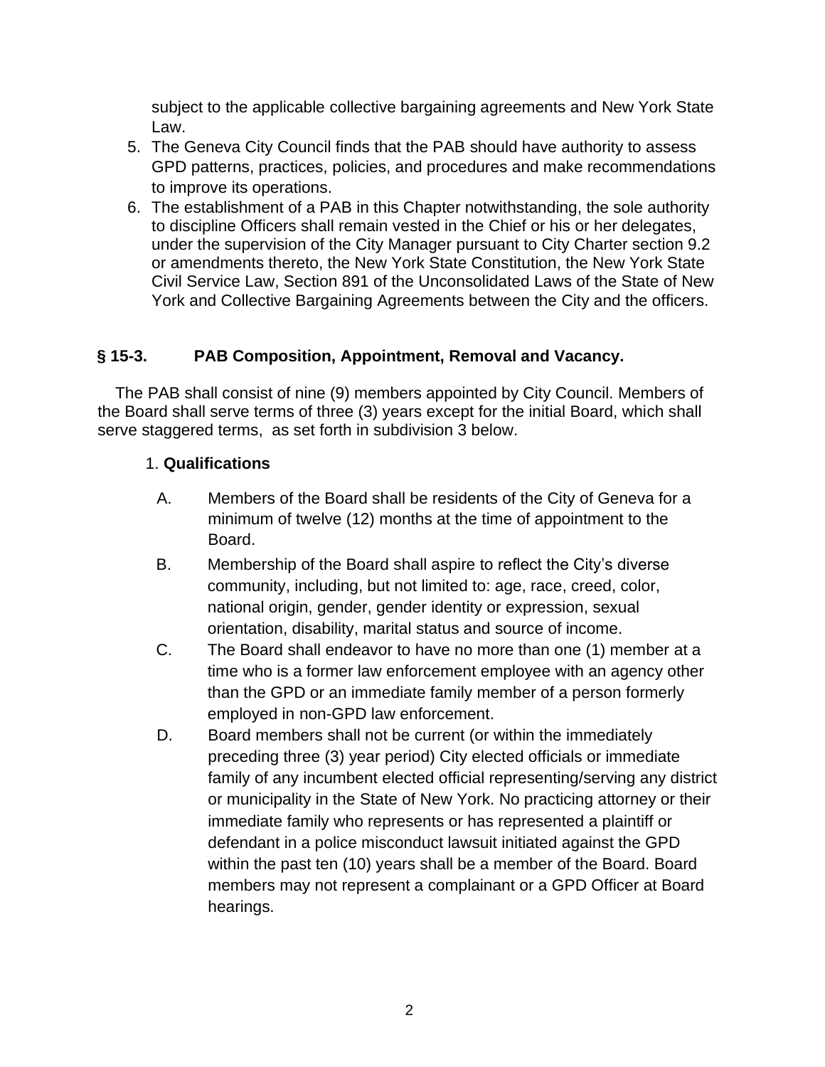subject to the applicable collective bargaining agreements and New York State Law.

5. The Geneva City Council finds that the PAB should have authority to assess GPD patterns, practices, policies, and procedures and make recommendations to improve its operations.
6. The establishment of a PAB in this Chapter notwithstanding, the sole authority to discipline Officers shall remain vested in the Chief or his or her delegates, under the supervision of the City Manager pursuant to City Charter section 9.2 or amendments thereto, the New York State Constitution, the New York State Civil Service Law, Section 891 of the Unconsolidated Laws of the State of New York and Collective Bargaining Agreements between the City and the officers.

### § 15-3. PAB Composition, Appointment, Removal and Vacancy.

The PAB shall consist of nine (9) members appointed by City Council. Members of the Board shall serve terms of three (3) years except for the initial Board, which shall serve staggered terms, as set forth in subdivision 3 below.

1. **Qualifications**

A. Members of the Board shall be residents of the City of Geneva for a minimum of twelve (12) months at the time of appointment to the Board.

B. Membership of the Board shall aspire to reflect the City's diverse community, including, but not limited to: age, race, creed, color, national origin, gender, gender identity or expression, sexual orientation, disability, marital status and source of income.

C. The Board shall endeavor to have no more than one (1) member at a time who is a former law enforcement employee with an agency other than the GPD or an immediate family member of a person formerly employed in non-GPD law enforcement.

D. Board members shall not be current (or within the immediately preceding three (3) year period) City elected officials or immediate family of any incumbent elected official representing/serving any district or municipality in the State of New York. No practicing attorney or their immediate family who represents or has represented a plaintiff or defendant in a police misconduct lawsuit initiated against the GPD within the past ten (10) years shall be a member of the Board. Board members may not represent a complainant or a GPD Officer at Board hearings.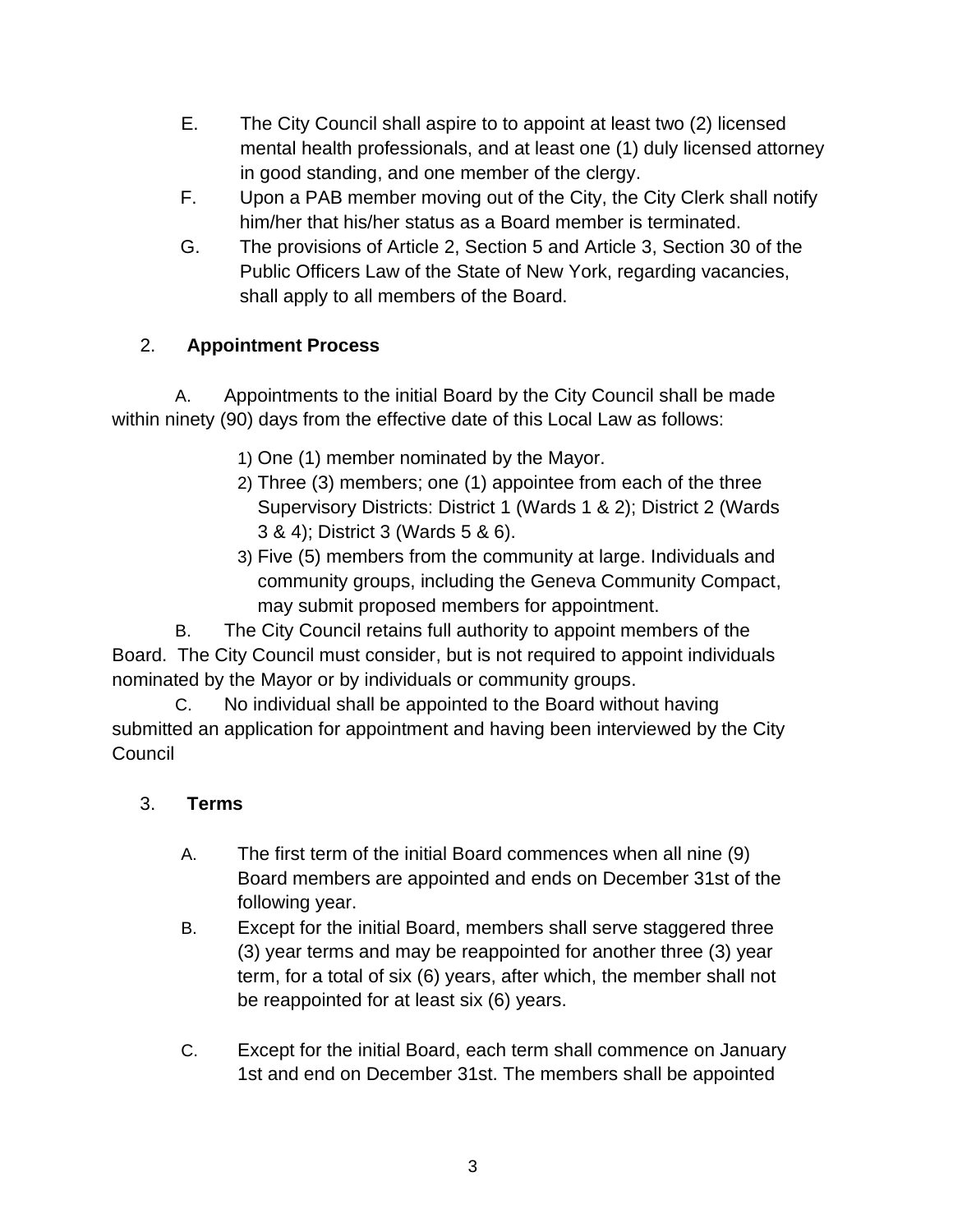E. The City Council shall aspire to to appoint at least two (2) licensed mental health professionals, and at least one (1) duly licensed attorney in good standing, and one member of the clergy.

F. Upon a PAB member moving out of the City, the City Clerk shall notify him/her that his/her status as a Board member is terminated.

G. The provisions of Article 2, Section 5 and Article 3, Section 30 of the Public Officers Law of the State of New York, regarding vacancies, shall apply to all members of the Board.

2. **Appointment Process**

A. Appointments to the initial Board by the City Council shall be made within ninety (90) days from the effective date of this Local Law as follows:

1) One (1) member nominated by the Mayor.
2) Three (3) members; one (1) appointee from each of the three Supervisory Districts: District 1 (Wards 1 & 2); District 2 (Wards 3 & 4); District 3 (Wards 5 & 6).
3) Five (5) members from the community at large. Individuals and community groups, including the Geneva Community Compact, may submit proposed members for appointment.

B. The City Council retains full authority to appoint members of the Board. The City Council must consider, but is not required to appoint individuals nominated by the Mayor or by individuals or community groups.

C. No individual shall be appointed to the Board without having submitted an application for appointment and having been interviewed by the City Council

3. **Terms**

A. The first term of the initial Board commences when all nine (9) Board members are appointed and ends on December 31st of the following year.

B. Except for the initial Board, members shall serve staggered three (3) year terms and may be reappointed for another three (3) year term, for a total of six (6) years, after which, the member shall not be reappointed for at least six (6) years.

C. Except for the initial Board, each term shall commence on January 1st and end on December 31st. The members shall be appointed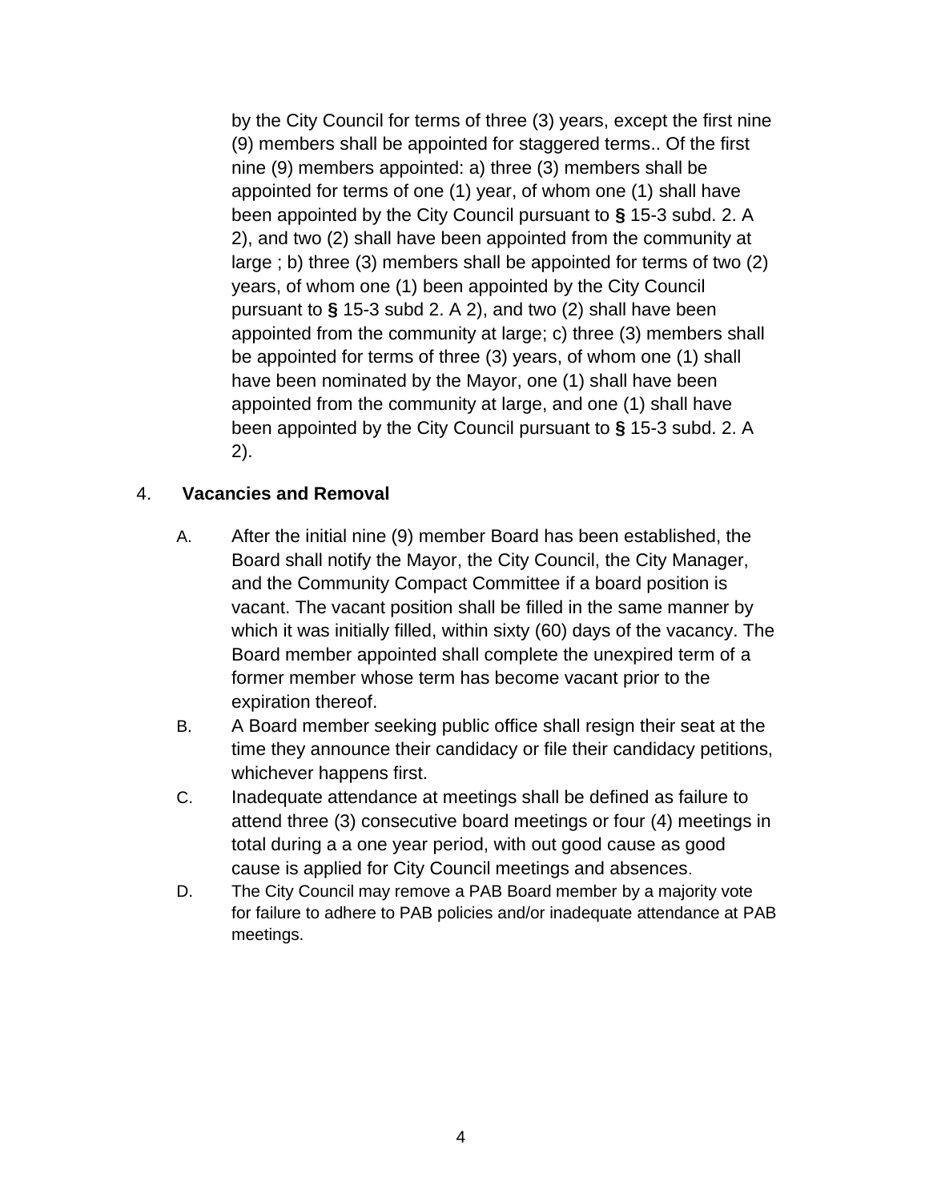by the City Council for terms of three (3) years, except the first nine (9) members shall be appointed for staggered terms.. Of the first nine (9) members appointed: a) three (3) members shall be appointed for terms of one (1) year, of whom one (1) shall have been appointed by the City Council pursuant to **§** 15-3 subd. 2. A 2), and two (2) shall have been appointed from the community at large ; b) three (3) members shall be appointed for terms of two (2) years, of whom one (1) been appointed by the City Council pursuant to **§** 15-3 subd 2. A 2), and two (2) shall have been appointed from the community at large; c) three (3) members shall be appointed for terms of three (3) years, of whom one (1) shall have been nominated by the Mayor, one (1) shall have been appointed from the community at large, and one (1) shall have been appointed by the City Council pursuant to **§** 15-3 subd. 2. A 2).

4. **Vacancies and Removal**

A. After the initial nine (9) member Board has been established, the Board shall notify the Mayor, the City Council, the City Manager, and the Community Compact Committee if a board position is vacant. The vacant position shall be filled in the same manner by which it was initially filled, within sixty (60) days of the vacancy. The Board member appointed shall complete the unexpired term of a former member whose term has become vacant prior to the expiration thereof.

B. A Board member seeking public office shall resign their seat at the time they announce their candidacy or file their candidacy petitions, whichever happens first.

C. Inadequate attendance at meetings shall be defined as failure to attend three (3) consecutive board meetings or four (4) meetings in total during a a one year period, with out good cause as good cause is applied for City Council meetings and absences.

D. The City Council may remove a PAB Board member by a majority vote for failure to adhere to PAB policies and/or inadequate attendance at PAB meetings.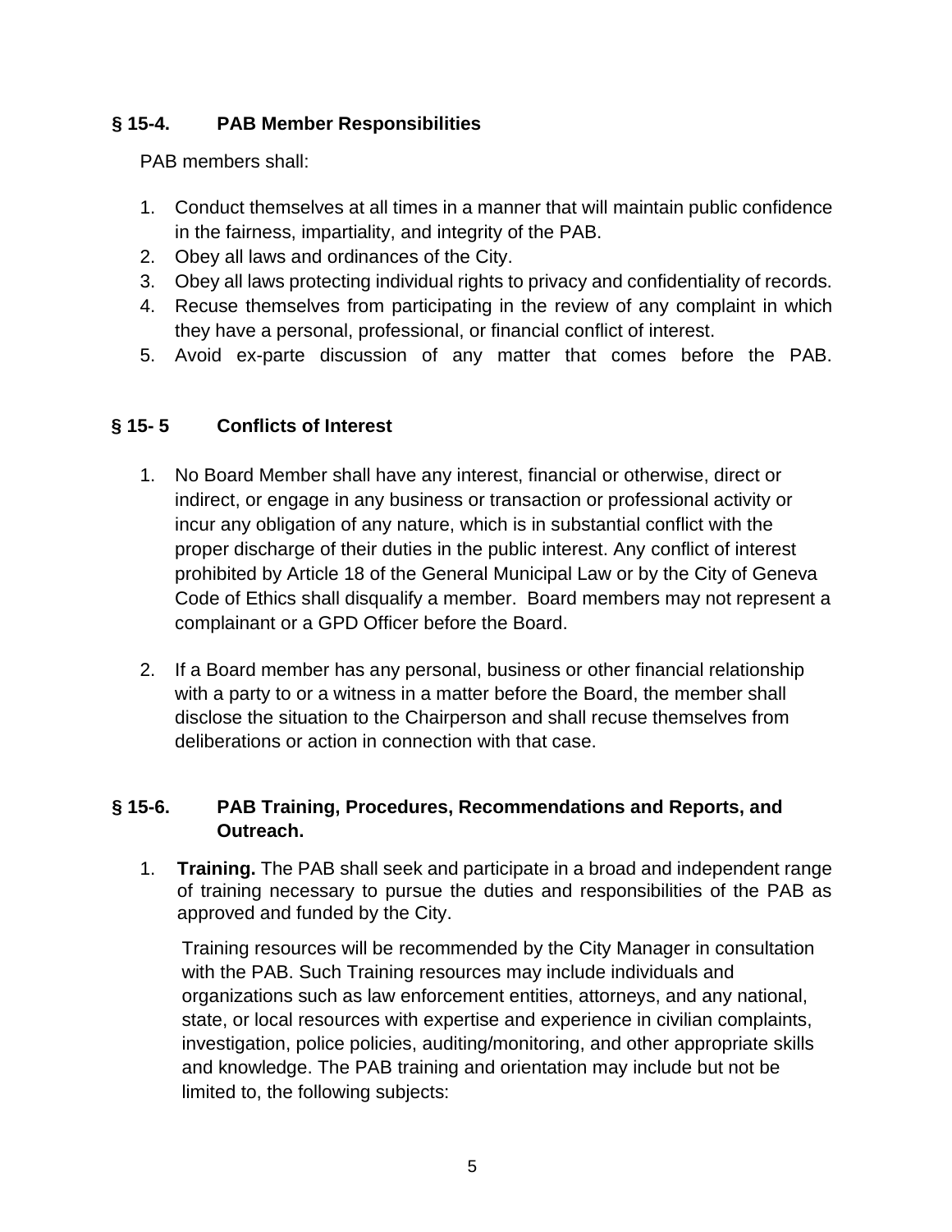### § 15-4. PAB Member Responsibilities

PAB members shall:

1. Conduct themselves at all times in a manner that will maintain public confidence in the fairness, impartiality, and integrity of the PAB.
2. Obey all laws and ordinances of the City.
3. Obey all laws protecting individual rights to privacy and confidentiality of records.
4. Recuse themselves from participating in the review of any complaint in which they have a personal, professional, or financial conflict of interest.
5. Avoid ex-parte discussion of any matter that comes before the PAB.

### § 15- 5 Conflicts of Interest

1. No Board Member shall have any interest, financial or otherwise, direct or indirect, or engage in any business or transaction or professional activity or incur any obligation of any nature, which is in substantial conflict with the proper discharge of their duties in the public interest. Any conflict of interest prohibited by Article 18 of the General Municipal Law or by the City of Geneva Code of Ethics shall disqualify a member. Board members may not represent a complainant or a GPD Officer before the Board.

2. If a Board member has any personal, business or other financial relationship with a party to or a witness in a matter before the Board, the member shall disclose the situation to the Chairperson and shall recuse themselves from deliberations or action in connection with that case.

### § 15-6. PAB Training, Procedures, Recommendations and Reports, and Outreach.

1. **Training.** The PAB shall seek and participate in a broad and independent range of training necessary to pursue the duties and responsibilities of the PAB as approved and funded by the City.

   Training resources will be recommended by the City Manager in consultation with the PAB. Such Training resources may include individuals and organizations such as law enforcement entities, attorneys, and any national, state, or local resources with expertise and experience in civilian complaints, investigation, police policies, auditing/monitoring, and other appropriate skills and knowledge. The PAB training and orientation may include but not be limited to, the following subjects: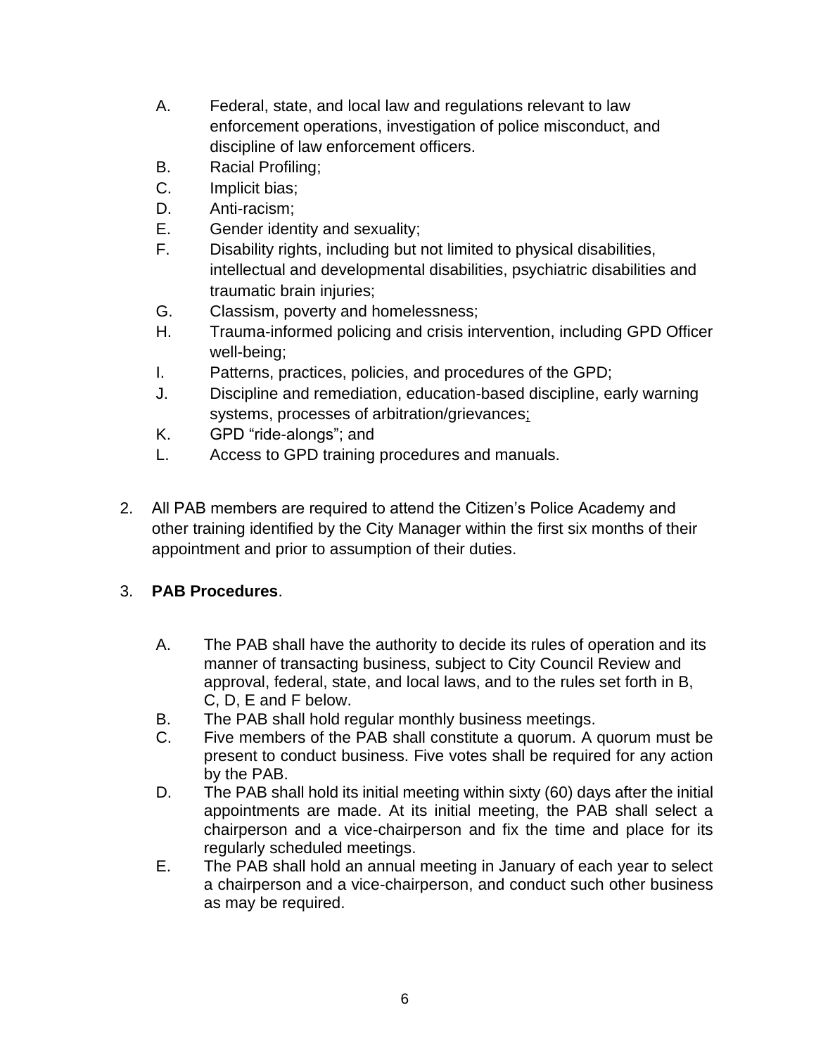A. Federal, state, and local law and regulations relevant to law enforcement operations, investigation of police misconduct, and discipline of law enforcement officers.
B. Racial Profiling;
C. Implicit bias;
D. Anti-racism;
E. Gender identity and sexuality;
F. Disability rights, including but not limited to physical disabilities, intellectual and developmental disabilities, psychiatric disabilities and traumatic brain injuries;
G. Classism, poverty and homelessness;
H. Trauma-informed policing and crisis intervention, including GPD Officer well-being;
I. Patterns, practices, policies, and procedures of the GPD;
J. Discipline and remediation, education-based discipline, early warning systems, processes of arbitration/grievances;
K. GPD "ride-alongs"; and
L. Access to GPD training procedures and manuals.

2. All PAB members are required to attend the Citizen's Police Academy and other training identified by the City Manager within the first six months of their appointment and prior to assumption of their duties.

3. **PAB Procedures**.

   A. The PAB shall have the authority to decide its rules of operation and its manner of transacting business, subject to City Council Review and approval, federal, state, and local laws, and to the rules set forth in B, C, D, E and F below.
   B. The PAB shall hold regular monthly business meetings.
   C. Five members of the PAB shall constitute a quorum. A quorum must be present to conduct business. Five votes shall be required for any action by the PAB.
   D. The PAB shall hold its initial meeting within sixty (60) days after the initial appointments are made. At its initial meeting, the PAB shall select a chairperson and a vice-chairperson and fix the time and place for its regularly scheduled meetings.
   E. The PAB shall hold an annual meeting in January of each year to select a chairperson and a vice-chairperson, and conduct such other business as may be required.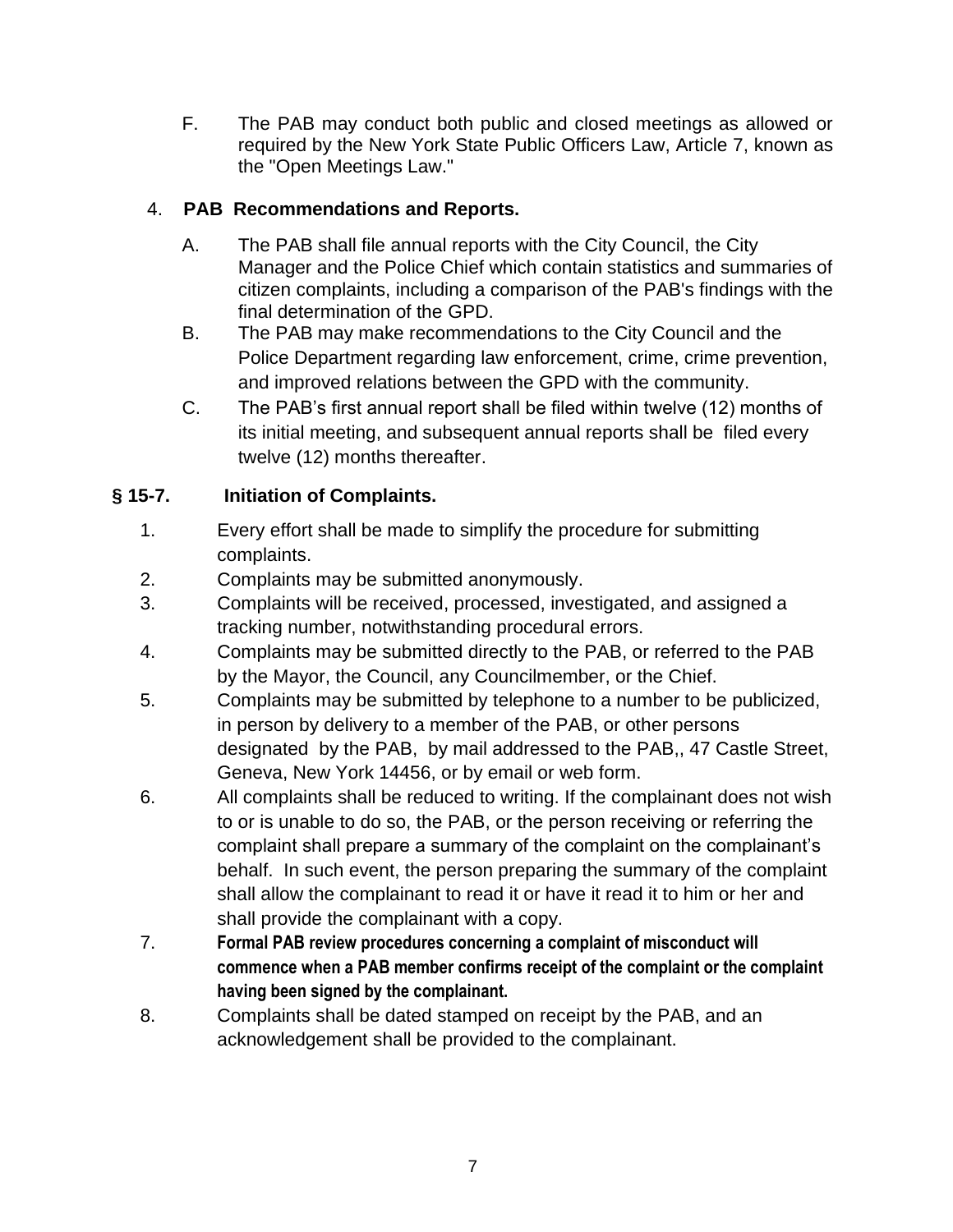F. The PAB may conduct both public and closed meetings as allowed or required by the New York State Public Officers Law, Article 7, known as the "Open Meetings Law."

4. **PAB Recommendations and Reports.**

A. The PAB shall file annual reports with the City Council, the City Manager and the Police Chief which contain statistics and summaries of citizen complaints, including a comparison of the PAB's findings with the final determination of the GPD.

B. The PAB may make recommendations to the City Council and the Police Department regarding law enforcement, crime, crime prevention, and improved relations between the GPD with the community.

C. The PAB's first annual report shall be filed within twelve (12) months of its initial meeting, and subsequent annual reports shall be filed every twelve (12) months thereafter.

## § 15-7. Initiation of Complaints.

1. Every effort shall be made to simplify the procedure for submitting complaints.
2. Complaints may be submitted anonymously.
3. Complaints will be received, processed, investigated, and assigned a tracking number, notwithstanding procedural errors.
4. Complaints may be submitted directly to the PAB, or referred to the PAB by the Mayor, the Council, any Councilmember, or the Chief.
5. Complaints may be submitted by telephone to a number to be publicized, in person by delivery to a member of the PAB, or other persons designated by the PAB, by mail addressed to the PAB,, 47 Castle Street, Geneva, New York 14456, or by email or web form.
6. All complaints shall be reduced to writing. If the complainant does not wish to or is unable to do so, the PAB, or the person receiving or referring the complaint shall prepare a summary of the complaint on the complainant's behalf. In such event, the person preparing the summary of the complaint shall allow the complainant to read it or have it read it to him or her and shall provide the complainant with a copy.
7. **Formal PAB review procedures concerning a complaint of misconduct will commence when a PAB member confirms receipt of the complaint or the complaint having been signed by the complainant.**
8. Complaints shall be dated stamped on receipt by the PAB, and an acknowledgement shall be provided to the complainant.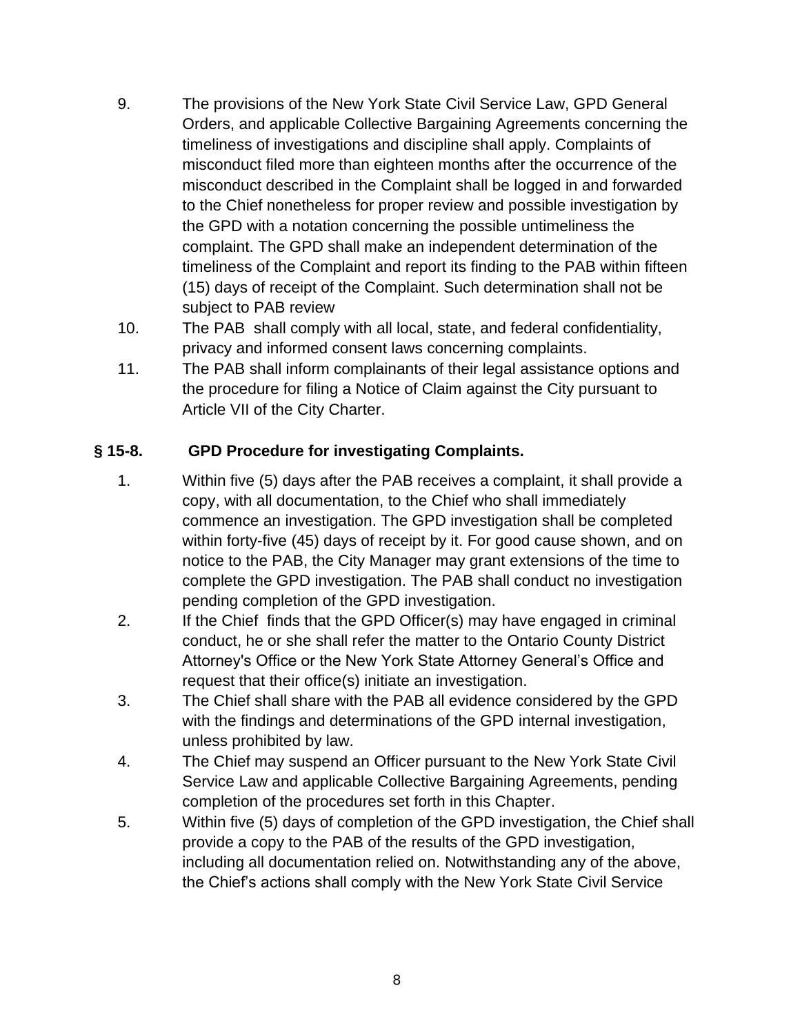9. The provisions of the New York State Civil Service Law, GPD General Orders, and applicable Collective Bargaining Agreements concerning the timeliness of investigations and discipline shall apply. Complaints of misconduct filed more than eighteen months after the occurrence of the misconduct described in the Complaint shall be logged in and forwarded to the Chief nonetheless for proper review and possible investigation by the GPD with a notation concerning the possible untimeliness the complaint. The GPD shall make an independent determination of the timeliness of the Complaint and report its finding to the PAB within fifteen (15) days of receipt of the Complaint. Such determination shall not be subject to PAB review
10. The PAB shall comply with all local, state, and federal confidentiality, privacy and informed consent laws concerning complaints.
11. The PAB shall inform complainants of their legal assistance options and the procedure for filing a Notice of Claim against the City pursuant to Article VII of the City Charter.

### § 15-8. GPD Procedure for investigating Complaints.

1. Within five (5) days after the PAB receives a complaint, it shall provide a copy, with all documentation, to the Chief who shall immediately commence an investigation. The GPD investigation shall be completed within forty-five (45) days of receipt by it. For good cause shown, and on notice to the PAB, the City Manager may grant extensions of the time to complete the GPD investigation. The PAB shall conduct no investigation pending completion of the GPD investigation.
2. If the Chief finds that the GPD Officer(s) may have engaged in criminal conduct, he or she shall refer the matter to the Ontario County District Attorney's Office or the New York State Attorney General's Office and request that their office(s) initiate an investigation.
3. The Chief shall share with the PAB all evidence considered by the GPD with the findings and determinations of the GPD internal investigation, unless prohibited by law.
4. The Chief may suspend an Officer pursuant to the New York State Civil Service Law and applicable Collective Bargaining Agreements, pending completion of the procedures set forth in this Chapter.
5. Within five (5) days of completion of the GPD investigation, the Chief shall provide a copy to the PAB of the results of the GPD investigation, including all documentation relied on. Notwithstanding any of the above, the Chief's actions shall comply with the New York State Civil Service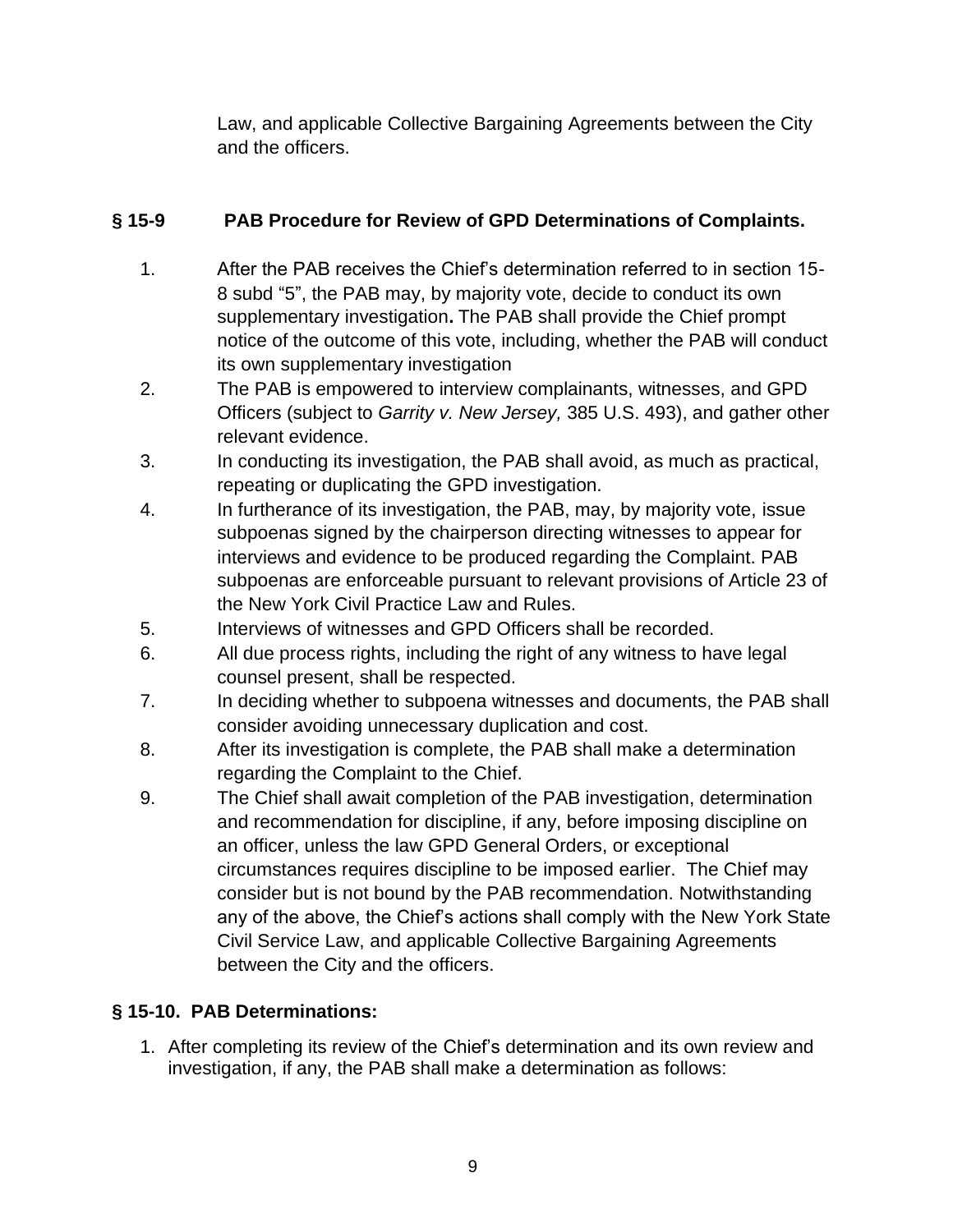Law, and applicable Collective Bargaining Agreements between the City and the officers.

## § 15-9 PAB Procedure for Review of GPD Determinations of Complaints.

1. After the PAB receives the Chief's determination referred to in section 15-8 subd "5", the PAB may, by majority vote, decide to conduct its own supplementary investigation**.** The PAB shall provide the Chief prompt notice of the outcome of this vote, including, whether the PAB will conduct its own supplementary investigation
2. The PAB is empowered to interview complainants, witnesses, and GPD Officers (subject to *Garrity v. New Jersey,* 385 U.S. 493), and gather other relevant evidence.
3. In conducting its investigation, the PAB shall avoid, as much as practical, repeating or duplicating the GPD investigation.
4. In furtherance of its investigation, the PAB, may, by majority vote, issue subpoenas signed by the chairperson directing witnesses to appear for interviews and evidence to be produced regarding the Complaint. PAB subpoenas are enforceable pursuant to relevant provisions of Article 23 of the New York Civil Practice Law and Rules.
5. Interviews of witnesses and GPD Officers shall be recorded.
6. All due process rights, including the right of any witness to have legal counsel present, shall be respected.
7. In deciding whether to subpoena witnesses and documents, the PAB shall consider avoiding unnecessary duplication and cost.
8. After its investigation is complete, the PAB shall make a determination regarding the Complaint to the Chief.
9. The Chief shall await completion of the PAB investigation, determination and recommendation for discipline, if any, before imposing discipline on an officer, unless the law GPD General Orders, or exceptional circumstances requires discipline to be imposed earlier. The Chief may consider but is not bound by the PAB recommendation. Notwithstanding any of the above, the Chief's actions shall comply with the New York State Civil Service Law, and applicable Collective Bargaining Agreements between the City and the officers.

## § 15-10. PAB Determinations:

1. After completing its review of the Chief's determination and its own review and investigation, if any, the PAB shall make a determination as follows: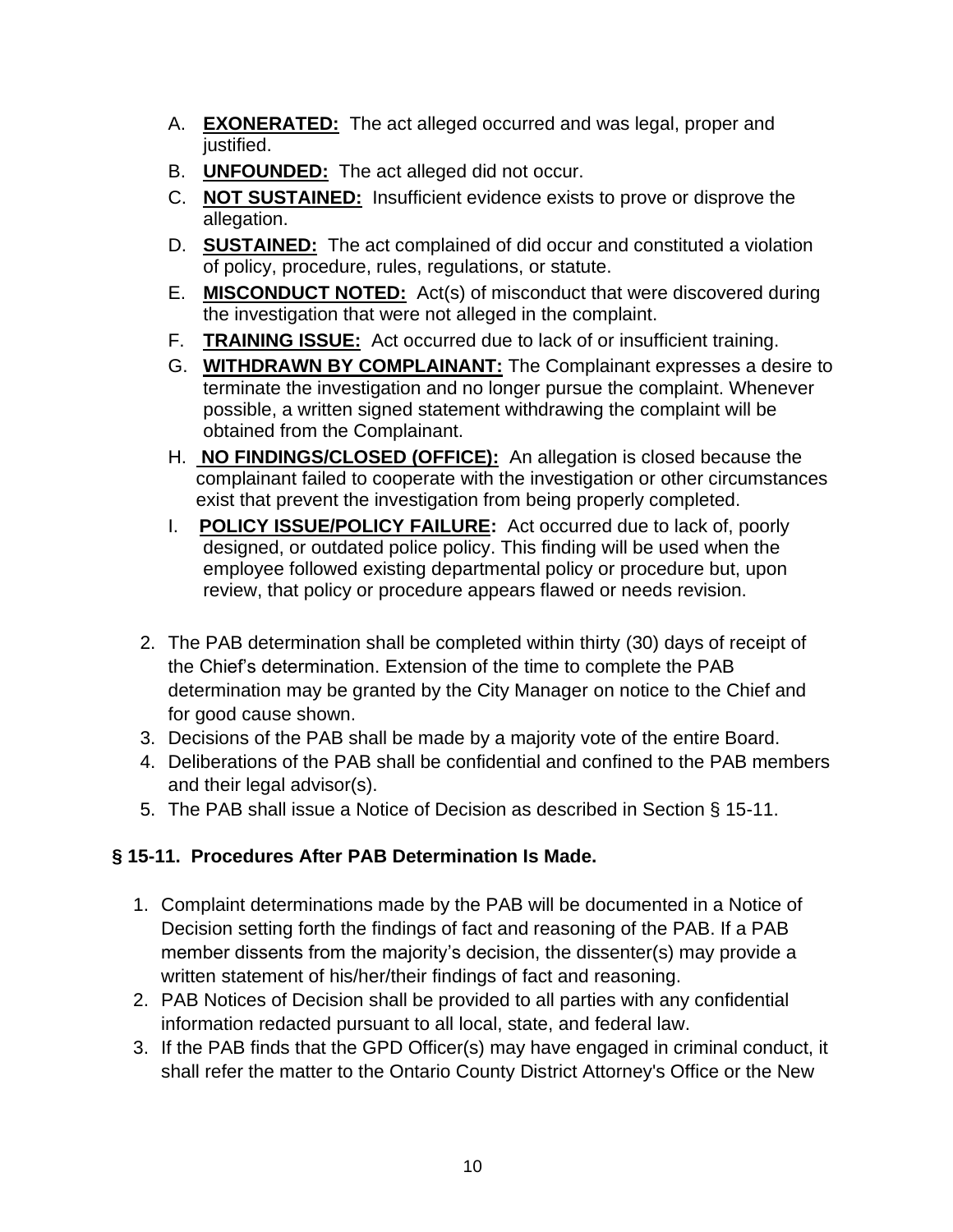A. **EXONERATED:** The act alleged occurred and was legal, proper and justified.

B. **UNFOUNDED:** The act alleged did not occur.

C. **NOT SUSTAINED:** Insufficient evidence exists to prove or disprove the allegation.

D. **SUSTAINED:** The act complained of did occur and constituted a violation of policy, procedure, rules, regulations, or statute.

E. **MISCONDUCT NOTED:** Act(s) of misconduct that were discovered during the investigation that were not alleged in the complaint.

F. **TRAINING ISSUE:** Act occurred due to lack of or insufficient training.

G. **WITHDRAWN BY COMPLAINANT:** The Complainant expresses a desire to terminate the investigation and no longer pursue the complaint. Whenever possible, a written signed statement withdrawing the complaint will be obtained from the Complainant.

H. **NO FINDINGS/CLOSED (OFFICE):** An allegation is closed because the complainant failed to cooperate with the investigation or other circumstances exist that prevent the investigation from being properly completed.

I. **POLICY ISSUE/POLICY FAILURE:** Act occurred due to lack of, poorly designed, or outdated police policy. This finding will be used when the employee followed existing departmental policy or procedure but, upon review, that policy or procedure appears flawed or needs revision.

2. The PAB determination shall be completed within thirty (30) days of receipt of the Chief's determination. Extension of the time to complete the PAB determination may be granted by the City Manager on notice to the Chief and for good cause shown.
3. Decisions of the PAB shall be made by a majority vote of the entire Board.
4. Deliberations of the PAB shall be confidential and confined to the PAB members and their legal advisor(s).
5. The PAB shall issue a Notice of Decision as described in Section § 15-11.

### § 15-11. Procedures After PAB Determination Is Made.

1. Complaint determinations made by the PAB will be documented in a Notice of Decision setting forth the findings of fact and reasoning of the PAB. If a PAB member dissents from the majority's decision, the dissenter(s) may provide a written statement of his/her/their findings of fact and reasoning.
2. PAB Notices of Decision shall be provided to all parties with any confidential information redacted pursuant to all local, state, and federal law.
3. If the PAB finds that the GPD Officer(s) may have engaged in criminal conduct, it shall refer the matter to the Ontario County District Attorney's Office or the New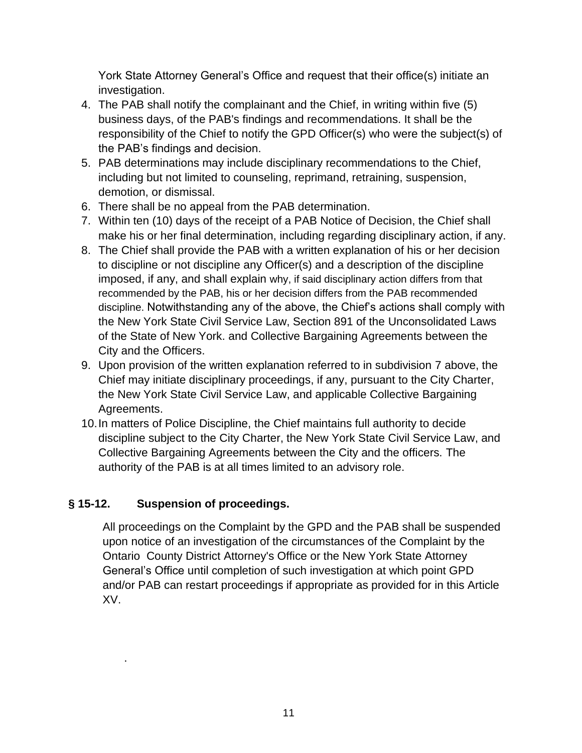York State Attorney General's Office and request that their office(s) initiate an investigation.

4. The PAB shall notify the complainant and the Chief, in writing within five (5) business days, of the PAB's findings and recommendations. It shall be the responsibility of the Chief to notify the GPD Officer(s) who were the subject(s) of the PAB's findings and decision.
5. PAB determinations may include disciplinary recommendations to the Chief, including but not limited to counseling, reprimand, retraining, suspension, demotion, or dismissal.
6. There shall be no appeal from the PAB determination.
7. Within ten (10) days of the receipt of a PAB Notice of Decision, the Chief shall make his or her final determination, including regarding disciplinary action, if any.
8. The Chief shall provide the PAB with a written explanation of his or her decision to discipline or not discipline any Officer(s) and a description of the discipline imposed, if any, and shall explain why, if said disciplinary action differs from that recommended by the PAB, his or her decision differs from the PAB recommended discipline. Notwithstanding any of the above, the Chief's actions shall comply with the New York State Civil Service Law, Section 891 of the Unconsolidated Laws of the State of New York. and Collective Bargaining Agreements between the City and the Officers.
9. Upon provision of the written explanation referred to in subdivision 7 above, the Chief may initiate disciplinary proceedings, if any, pursuant to the City Charter, the New York State Civil Service Law, and applicable Collective Bargaining Agreements.
10. In matters of Police Discipline, the Chief maintains full authority to decide discipline subject to the City Charter, the New York State Civil Service Law, and Collective Bargaining Agreements between the City and the officers. The authority of the PAB is at all times limited to an advisory role.

## § 15-12. Suspension of proceedings.

All proceedings on the Complaint by the GPD and the PAB shall be suspended upon notice of an investigation of the circumstances of the Complaint by the Ontario County District Attorney's Office or the New York State Attorney General's Office until completion of such investigation at which point GPD and/or PAB can restart proceedings if appropriate as provided for in this Article XV.

.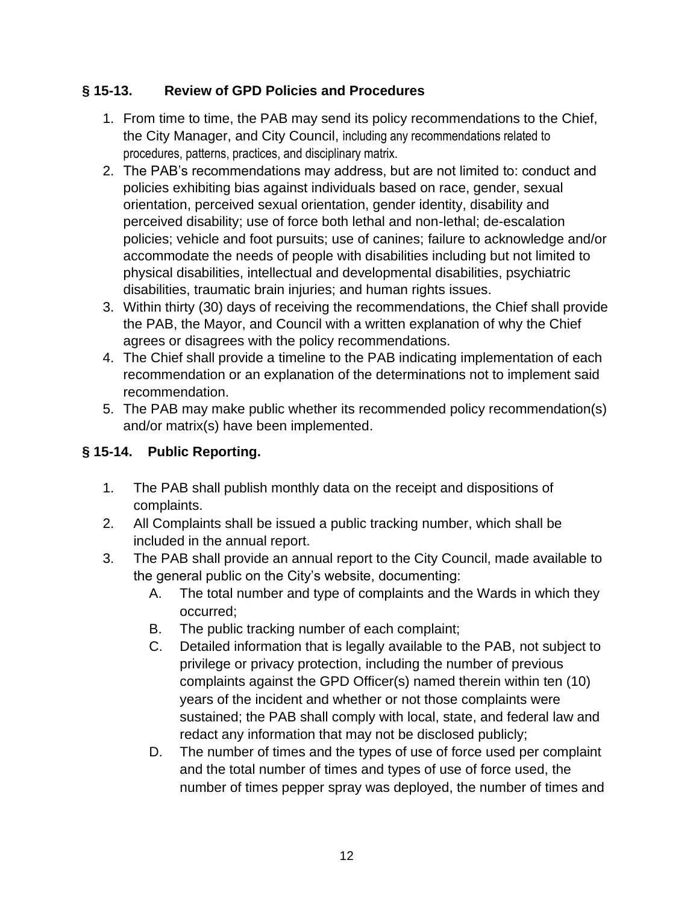### § 15-13. Review of GPD Policies and Procedures

1. From time to time, the PAB may send its policy recommendations to the Chief, the City Manager, and City Council, including any recommendations related to procedures, patterns, practices, and disciplinary matrix.
2. The PAB's recommendations may address, but are not limited to: conduct and policies exhibiting bias against individuals based on race, gender, sexual orientation, perceived sexual orientation, gender identity, disability and perceived disability; use of force both lethal and non-lethal; de-escalation policies; vehicle and foot pursuits; use of canines; failure to acknowledge and/or accommodate the needs of people with disabilities including but not limited to physical disabilities, intellectual and developmental disabilities, psychiatric disabilities, traumatic brain injuries; and human rights issues.
3. Within thirty (30) days of receiving the recommendations, the Chief shall provide the PAB, the Mayor, and Council with a written explanation of why the Chief agrees or disagrees with the policy recommendations.
4. The Chief shall provide a timeline to the PAB indicating implementation of each recommendation or an explanation of the determinations not to implement said recommendation.
5. The PAB may make public whether its recommended policy recommendation(s) and/or matrix(s) have been implemented.

### § 15-14. Public Reporting.

1. The PAB shall publish monthly data on the receipt and dispositions of complaints.
2. All Complaints shall be issued a public tracking number, which shall be included in the annual report.
3. The PAB shall provide an annual report to the City Council, made available to the general public on the City's website, documenting:
   - A. The total number and type of complaints and the Wards in which they occurred;
   - B. The public tracking number of each complaint;
   - C. Detailed information that is legally available to the PAB, not subject to privilege or privacy protection, including the number of previous complaints against the GPD Officer(s) named therein within ten (10) years of the incident and whether or not those complaints were sustained; the PAB shall comply with local, state, and federal law and redact any information that may not be disclosed publicly;
   - D. The number of times and the types of use of force used per complaint and the total number of times and types of use of force used, the number of times pepper spray was deployed, the number of times and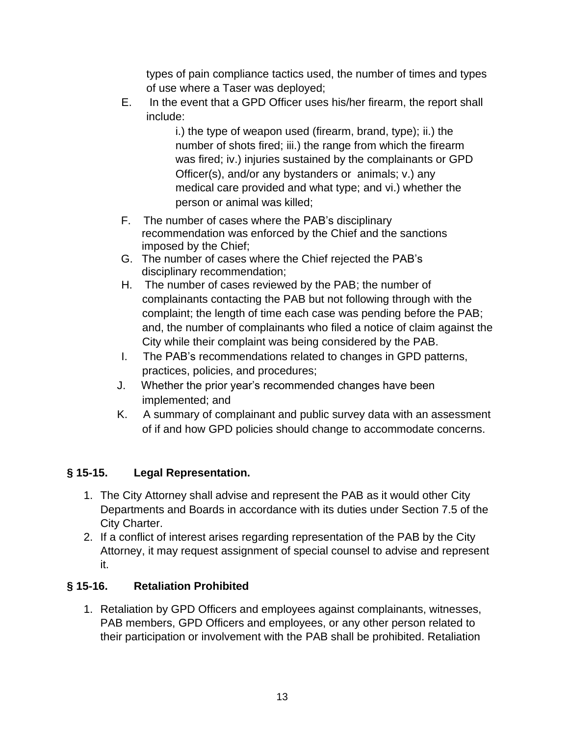types of pain compliance tactics used, the number of times and types of use where a Taser was deployed;

E. In the event that a GPD Officer uses his/her firearm, the report shall include:

i.) the type of weapon used (firearm, brand, type); ii.) the number of shots fired; iii.) the range from which the firearm was fired; iv.) injuries sustained by the complainants or GPD Officer(s), and/or any bystanders or animals; v.) any medical care provided and what type; and vi.) whether the person or animal was killed;

F. The number of cases where the PAB's disciplinary recommendation was enforced by the Chief and the sanctions imposed by the Chief;

G. The number of cases where the Chief rejected the PAB's disciplinary recommendation;

H. The number of cases reviewed by the PAB; the number of complainants contacting the PAB but not following through with the complaint; the length of time each case was pending before the PAB; and, the number of complainants who filed a notice of claim against the City while their complaint was being considered by the PAB.

I. The PAB's recommendations related to changes in GPD patterns, practices, policies, and procedures;

J. Whether the prior year's recommended changes have been implemented; and

K. A summary of complainant and public survey data with an assessment of if and how GPD policies should change to accommodate concerns.

## § 15-15. Legal Representation.

1. The City Attorney shall advise and represent the PAB as it would other City Departments and Boards in accordance with its duties under Section 7.5 of the City Charter.
2. If a conflict of interest arises regarding representation of the PAB by the City Attorney, it may request assignment of special counsel to advise and represent it.

## § 15-16. Retaliation Prohibited

1. Retaliation by GPD Officers and employees against complainants, witnesses, PAB members, GPD Officers and employees, or any other person related to their participation or involvement with the PAB shall be prohibited. Retaliation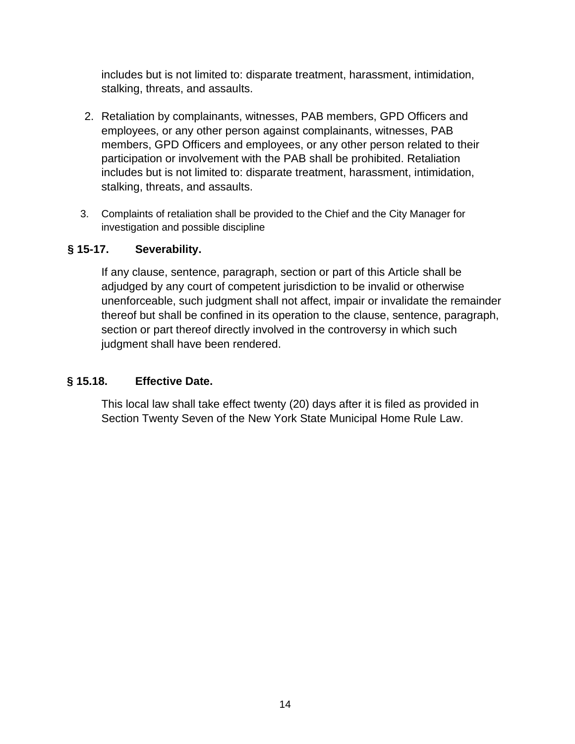includes but is not limited to: disparate treatment, harassment, intimidation, stalking, threats, and assaults.

2. Retaliation by complainants, witnesses, PAB members, GPD Officers and employees, or any other person against complainants, witnesses, PAB members, GPD Officers and employees, or any other person related to their participation or involvement with the PAB shall be prohibited. Retaliation includes but is not limited to: disparate treatment, harassment, intimidation, stalking, threats, and assaults.

3. Complaints of retaliation shall be provided to the Chief and the City Manager for investigation and possible discipline

### § 15-17. Severability.

If any clause, sentence, paragraph, section or part of this Article shall be adjudged by any court of competent jurisdiction to be invalid or otherwise unenforceable, such judgment shall not affect, impair or invalidate the remainder thereof but shall be confined in its operation to the clause, sentence, paragraph, section or part thereof directly involved in the controversy in which such judgment shall have been rendered.

### § 15.18. Effective Date.

This local law shall take effect twenty (20) days after it is filed as provided in Section Twenty Seven of the New York State Municipal Home Rule Law.